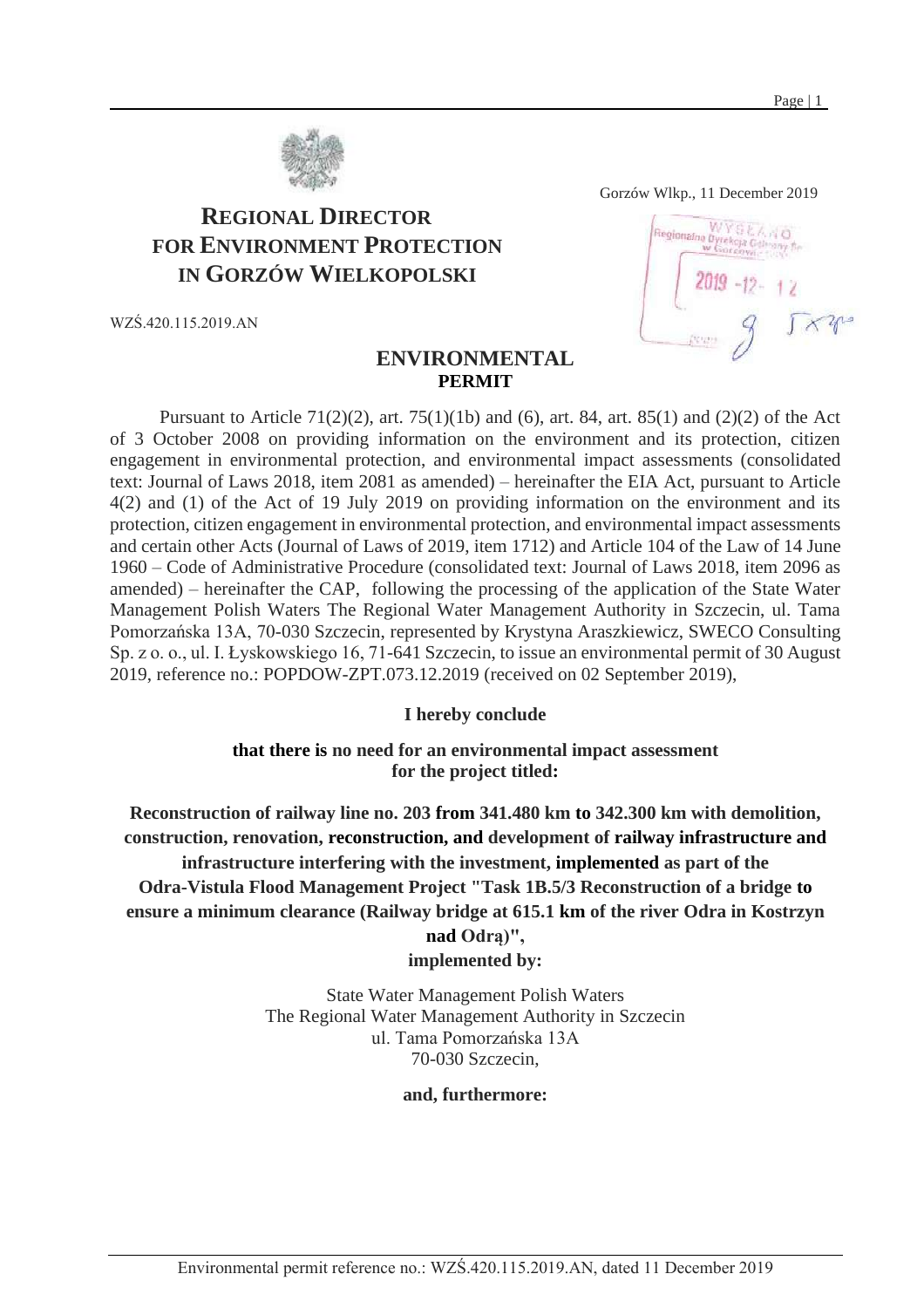Gorzów Wlkp., 11 December 2019

# REGIONAL DIRECTOR FOR ENVIRONMENT PROTECTION IN GORZÓW WIELKOPOLSKI

WYSŁANO
Regionalna Dyrekcja Ochrony Środowiska w Gorzowie Wlkp.
2019 -12- 12

WZŚ.420.115.2019.AN

## ENVIRONMENTAL PERMIT

Pursuant to Article 71(2)(2), art. 75(1)(1b) and (6), art. 84, art. 85(1) and (2)(2) of the Act of 3 October 2008 on providing information on the environment and its protection, citizen engagement in environmental protection, and environmental impact assessments (consolidated text: Journal of Laws 2018, item 2081 as amended) – hereinafter the EIA Act, pursuant to Article 4(2) and (1) of the Act of 19 July 2019 on providing information on the environment and its protection, citizen engagement in environmental protection, and environmental impact assessments and certain other Acts (Journal of Laws of 2019, item 1712) and Article 104 of the Law of 14 June 1960 – Code of Administrative Procedure (consolidated text: Journal of Laws 2018, item 2096 as amended) – hereinafter the CAP, following the processing of the application of the State Water Management Polish Waters The Regional Water Management Authority in Szczecin, ul. Tama Pomorzańska 13A, 70-030 Szczecin, represented by Krystyna Araszkiewicz, SWECO Consulting Sp. z o. o., ul. I. Łyskowskiego 16, 71-641 Szczecin, to issue an environmental permit of 30 August 2019, reference no.: POPDOW-ZPT.073.12.2019 (received on 02 September 2019),

**I hereby conclude**

**that there is no need for an environmental impact assessment for the project titled:**

**Reconstruction of railway line no. 203 from 341.480 km to 342.300 km with demolition, construction, renovation, reconstruction, and development of railway infrastructure and infrastructure interfering with the investment, implemented as part of the Odra-Vistula Flood Management Project "Task 1B.5/3 Reconstruction of a bridge to ensure a minimum clearance (Railway bridge at 615.1 km of the river Odra in Kostrzyn nad Odrą)",**
**implemented by:**

State Water Management Polish Waters
The Regional Water Management Authority in Szczecin
ul. Tama Pomorzańska 13A
70-030 Szczecin,

**and, furthermore:**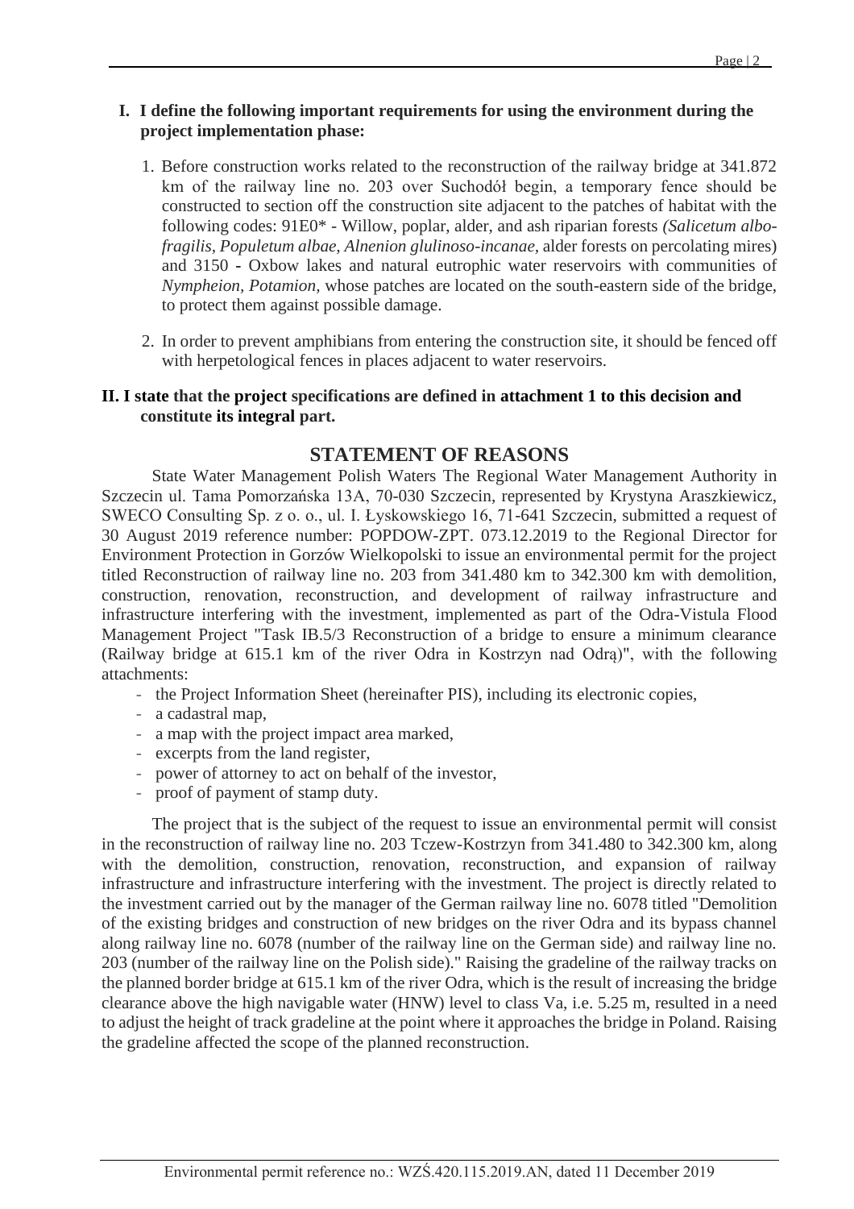**I. I define the following important requirements for using the environment during the project implementation phase:**

1. Before construction works related to the reconstruction of the railway bridge at 341.872 km of the railway line no. 203 over Suchodół begin, a temporary fence should be constructed to section off the construction site adjacent to the patches of habitat with the following codes: 91E0* - Willow, poplar, alder, and ash riparian forests *(Salicetum albo-fragilis, Populetum albae, Alnenion glulinoso-incanae,* alder forests on percolating mires) and 3150 - Oxbow lakes and natural eutrophic water reservoirs with communities of *Nympheion, Potamion,* whose patches are located on the south-eastern side of the bridge, to protect them against possible damage.

2. In order to prevent amphibians from entering the construction site, it should be fenced off with herpetological fences in places adjacent to water reservoirs.

**II. I state that the project specifications are defined in attachment 1 to this decision and constitute its integral part.**

## STATEMENT OF REASONS

State Water Management Polish Waters The Regional Water Management Authority in Szczecin ul. Tama Pomorzańska 13A, 70-030 Szczecin, represented by Krystyna Araszkiewicz, SWECO Consulting Sp. z o. o., ul. I. Łyskowskiego 16, 71-641 Szczecin, submitted a request of 30 August 2019 reference number: POPDOW-ZPT. 073.12.2019 to the Regional Director for Environment Protection in Gorzów Wielkopolski to issue an environmental permit for the project titled Reconstruction of railway line no. 203 from 341.480 km to 342.300 km with demolition, construction, renovation, reconstruction, and development of railway infrastructure and infrastructure interfering with the investment, implemented as part of the Odra-Vistula Flood Management Project "Task IB.5/3 Reconstruction of a bridge to ensure a minimum clearance (Railway bridge at 615.1 km of the river Odra in Kostrzyn nad Odrą)", with the following attachments:

- the Project Information Sheet (hereinafter PIS), including its electronic copies,
- a cadastral map,
- a map with the project impact area marked,
- excerpts from the land register,
- power of attorney to act on behalf of the investor,
- proof of payment of stamp duty.

The project that is the subject of the request to issue an environmental permit will consist in the reconstruction of railway line no. 203 Tczew-Kostrzyn from 341.480 to 342.300 km, along with the demolition, construction, renovation, reconstruction, and expansion of railway infrastructure and infrastructure interfering with the investment. The project is directly related to the investment carried out by the manager of the German railway line no. 6078 titled "Demolition of the existing bridges and construction of new bridges on the river Odra and its bypass channel along railway line no. 6078 (number of the railway line on the German side) and railway line no. 203 (number of the railway line on the Polish side)." Raising the gradeline of the railway tracks on the planned border bridge at 615.1 km of the river Odra, which is the result of increasing the bridge clearance above the high navigable water (HNW) level to class Va, i.e. 5.25 m, resulted in a need to adjust the height of track gradeline at the point where it approaches the bridge in Poland. Raising the gradeline affected the scope of the planned reconstruction.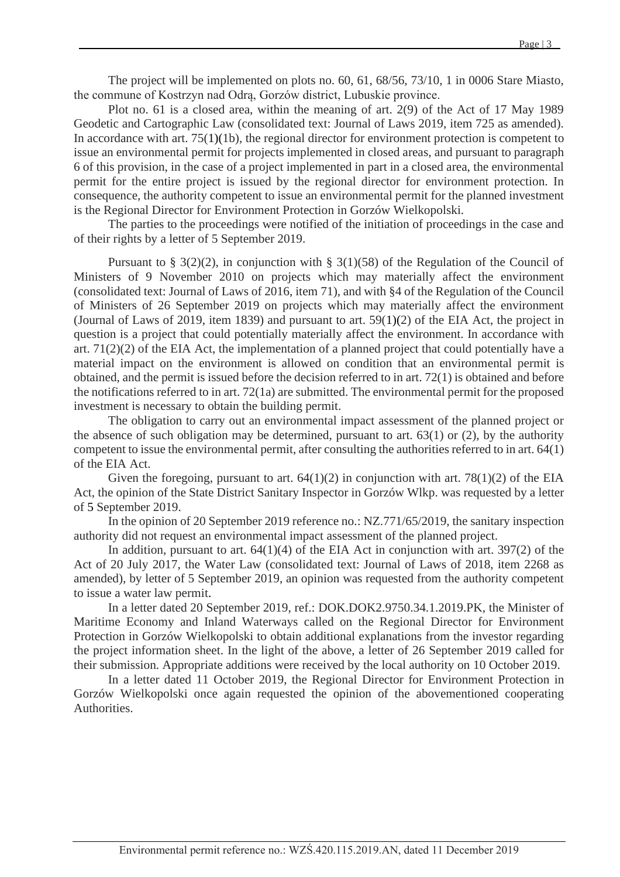The project will be implemented on plots no. 60, 61, 68/56, 73/10, 1 in 0006 Stare Miasto, the commune of Kostrzyn nad Odrą, Gorzów district, Lubuskie province.

Plot no. 61 is a closed area, within the meaning of art. 2(9) of the Act of 17 May 1989 Geodetic and Cartographic Law (consolidated text: Journal of Laws 2019, item 725 as amended). In accordance with art. 75(1)(1b), the regional director for environment protection is competent to issue an environmental permit for projects implemented in closed areas, and pursuant to paragraph 6 of this provision, in the case of a project implemented in part in a closed area, the environmental permit for the entire project is issued by the regional director for environment protection. In consequence, the authority competent to issue an environmental permit for the planned investment is the Regional Director for Environment Protection in Gorzów Wielkopolski.

The parties to the proceedings were notified of the initiation of proceedings in the case and of their rights by a letter of 5 September 2019.

Pursuant to § 3(2)(2), in conjunction with § 3(1)(58) of the Regulation of the Council of Ministers of 9 November 2010 on projects which may materially affect the environment (consolidated text: Journal of Laws of 2016, item 71), and with §4 of the Regulation of the Council of Ministers of 26 September 2019 on projects which may materially affect the environment (Journal of Laws of 2019, item 1839) and pursuant to art. 59(1)(2) of the EIA Act, the project in question is a project that could potentially materially affect the environment. In accordance with art. 71(2)(2) of the EIA Act, the implementation of a planned project that could potentially have a material impact on the environment is allowed on condition that an environmental permit is obtained, and the permit is issued before the decision referred to in art. 72(1) is obtained and before the notifications referred to in art. 72(1a) are submitted. The environmental permit for the proposed investment is necessary to obtain the building permit.

The obligation to carry out an environmental impact assessment of the planned project or the absence of such obligation may be determined, pursuant to art. 63(1) or (2), by the authority competent to issue the environmental permit, after consulting the authorities referred to in art. 64(1) of the EIA Act.

Given the foregoing, pursuant to art. 64(1)(2) in conjunction with art. 78(1)(2) of the EIA Act, the opinion of the State District Sanitary Inspector in Gorzów Wlkp. was requested by a letter of 5 September 2019.

In the opinion of 20 September 2019 reference no.: NZ.771/65/2019, the sanitary inspection authority did not request an environmental impact assessment of the planned project.

In addition, pursuant to art. 64(1)(4) of the EIA Act in conjunction with art. 397(2) of the Act of 20 July 2017, the Water Law (consolidated text: Journal of Laws of 2018, item 2268 as amended), by letter of 5 September 2019, an opinion was requested from the authority competent to issue a water law permit.

In a letter dated 20 September 2019, ref.: DOK.DOK2.9750.34.1.2019.PK, the Minister of Maritime Economy and Inland Waterways called on the Regional Director for Environment Protection in Gorzów Wielkopolski to obtain additional explanations from the investor regarding the project information sheet. In the light of the above, a letter of 26 September 2019 called for their submission. Appropriate additions were received by the local authority on 10 October 2019.

In a letter dated 11 October 2019, the Regional Director for Environment Protection in Gorzów Wielkopolski once again requested the opinion of the abovementioned cooperating Authorities.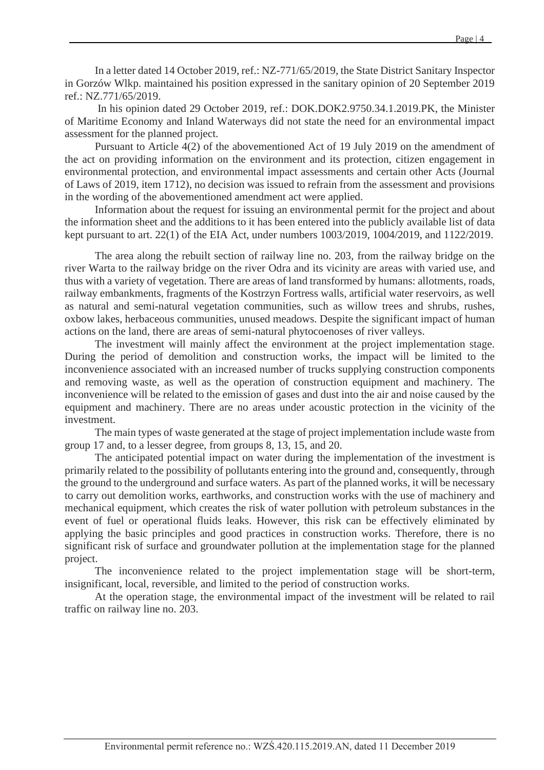In a letter dated 14 October 2019, ref.: NZ-771/65/2019, the State District Sanitary Inspector in Gorzów Wlkp. maintained his position expressed in the sanitary opinion of 20 September 2019 ref.: NZ.771/65/2019.

In his opinion dated 29 October 2019, ref.: DOK.DOK2.9750.34.1.2019.PK, the Minister of Maritime Economy and Inland Waterways did not state the need for an environmental impact assessment for the planned project.

Pursuant to Article 4(2) of the abovementioned Act of 19 July 2019 on the amendment of the act on providing information on the environment and its protection, citizen engagement in environmental protection, and environmental impact assessments and certain other Acts (Journal of Laws of 2019, item 1712), no decision was issued to refrain from the assessment and provisions in the wording of the abovementioned amendment act were applied.

Information about the request for issuing an environmental permit for the project and about the information sheet and the additions to it has been entered into the publicly available list of data kept pursuant to art. 22(1) of the EIA Act, under numbers 1003/2019, 1004/2019, and 1122/2019.

The area along the rebuilt section of railway line no. 203, from the railway bridge on the river Warta to the railway bridge on the river Odra and its vicinity are areas with varied use, and thus with a variety of vegetation. There are areas of land transformed by humans: allotments, roads, railway embankments, fragments of the Kostrzyn Fortress walls, artificial water reservoirs, as well as natural and semi-natural vegetation communities, such as willow trees and shrubs, rushes, oxbow lakes, herbaceous communities, unused meadows. Despite the significant impact of human actions on the land, there are areas of semi-natural phytocoenoses of river valleys.

The investment will mainly affect the environment at the project implementation stage. During the period of demolition and construction works, the impact will be limited to the inconvenience associated with an increased number of trucks supplying construction components and removing waste, as well as the operation of construction equipment and machinery. The inconvenience will be related to the emission of gases and dust into the air and noise caused by the equipment and machinery. There are no areas under acoustic protection in the vicinity of the investment.

The main types of waste generated at the stage of project implementation include waste from group 17 and, to a lesser degree, from groups 8, 13, 15, and 20.

The anticipated potential impact on water during the implementation of the investment is primarily related to the possibility of pollutants entering into the ground and, consequently, through the ground to the underground and surface waters. As part of the planned works, it will be necessary to carry out demolition works, earthworks, and construction works with the use of machinery and mechanical equipment, which creates the risk of water pollution with petroleum substances in the event of fuel or operational fluids leaks. However, this risk can be effectively eliminated by applying the basic principles and good practices in construction works. Therefore, there is no significant risk of surface and groundwater pollution at the implementation stage for the planned project.

The inconvenience related to the project implementation stage will be short-term, insignificant, local, reversible, and limited to the period of construction works.

At the operation stage, the environmental impact of the investment will be related to rail traffic on railway line no. 203.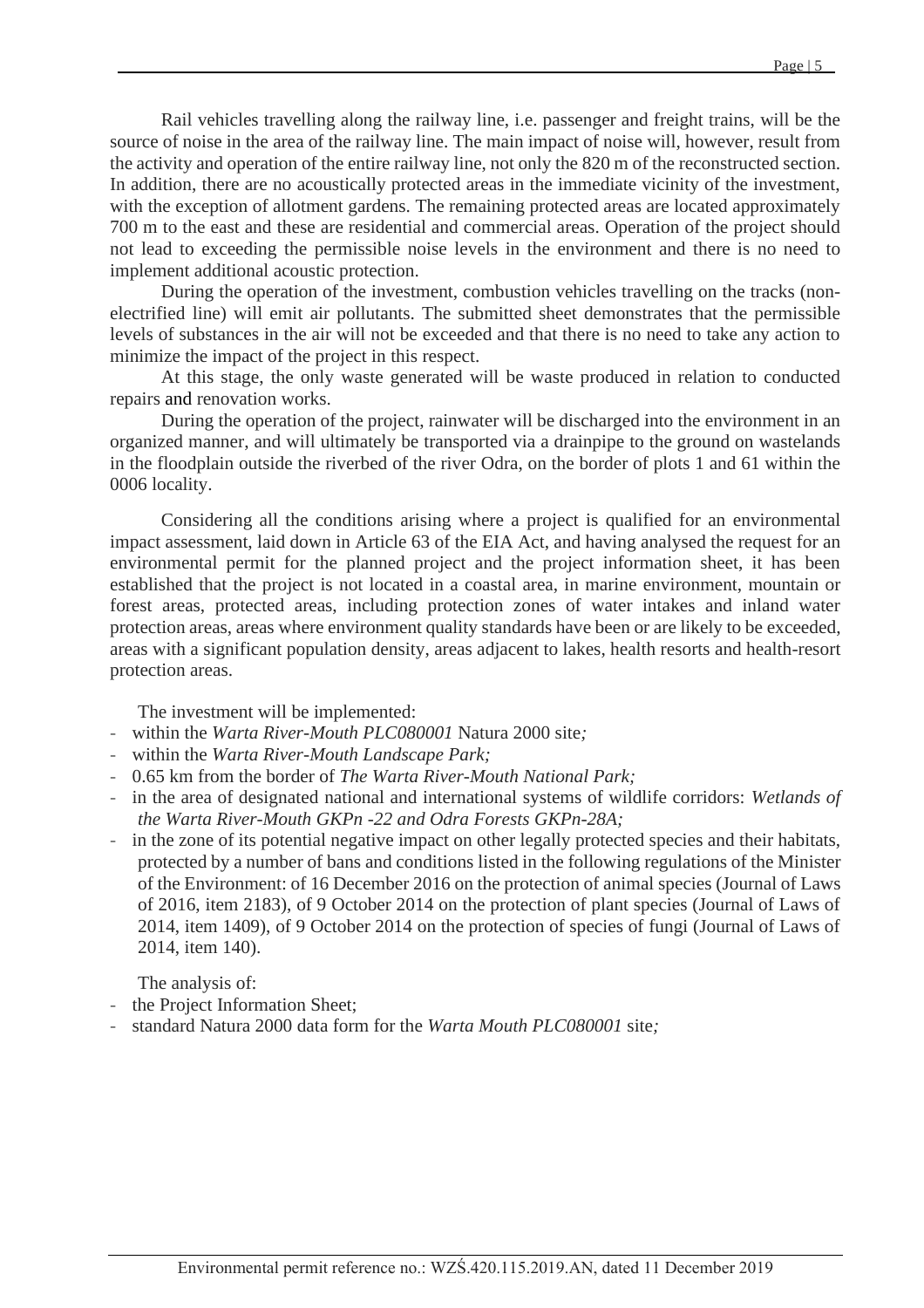Rail vehicles travelling along the railway line, i.e. passenger and freight trains, will be the source of noise in the area of the railway line. The main impact of noise will, however, result from the activity and operation of the entire railway line, not only the 820 m of the reconstructed section. In addition, there are no acoustically protected areas in the immediate vicinity of the investment, with the exception of allotment gardens. The remaining protected areas are located approximately 700 m to the east and these are residential and commercial areas. Operation of the project should not lead to exceeding the permissible noise levels in the environment and there is no need to implement additional acoustic protection.

During the operation of the investment, combustion vehicles travelling on the tracks (non-electrified line) will emit air pollutants. The submitted sheet demonstrates that the permissible levels of substances in the air will not be exceeded and that there is no need to take any action to minimize the impact of the project in this respect.

At this stage, the only waste generated will be waste produced in relation to conducted repairs and renovation works.

During the operation of the project, rainwater will be discharged into the environment in an organized manner, and will ultimately be transported via a drainpipe to the ground on wastelands in the floodplain outside the riverbed of the river Odra, on the border of plots 1 and 61 within the 0006 locality.

Considering all the conditions arising where a project is qualified for an environmental impact assessment, laid down in Article 63 of the EIA Act, and having analysed the request for an environmental permit for the planned project and the project information sheet, it has been established that the project is not located in a coastal area, in marine environment, mountain or forest areas, protected areas, including protection zones of water intakes and inland water protection areas, areas where environment quality standards have been or are likely to be exceeded, areas with a significant population density, areas adjacent to lakes, health resorts and health-resort protection areas.

The investment will be implemented:

- within the *Warta River-Mouth PLC080001* Natura 2000 site*;*
- within the *Warta River-Mouth Landscape Park;*
- 0.65 km from the border of *The Warta River-Mouth National Park;*
- in the area of designated national and international systems of wildlife corridors: *Wetlands of the Warta River-Mouth GKPn -22 and Odra Forests GKPn-28A;*
- in the zone of its potential negative impact on other legally protected species and their habitats, protected by a number of bans and conditions listed in the following regulations of the Minister of the Environment: of 16 December 2016 on the protection of animal species (Journal of Laws of 2016, item 2183), of 9 October 2014 on the protection of plant species (Journal of Laws of 2014, item 1409), of 9 October 2014 on the protection of species of fungi (Journal of Laws of 2014, item 140).

The analysis of:

- the Project Information Sheet;
- standard Natura 2000 data form for the *Warta Mouth PLC080001* site*;*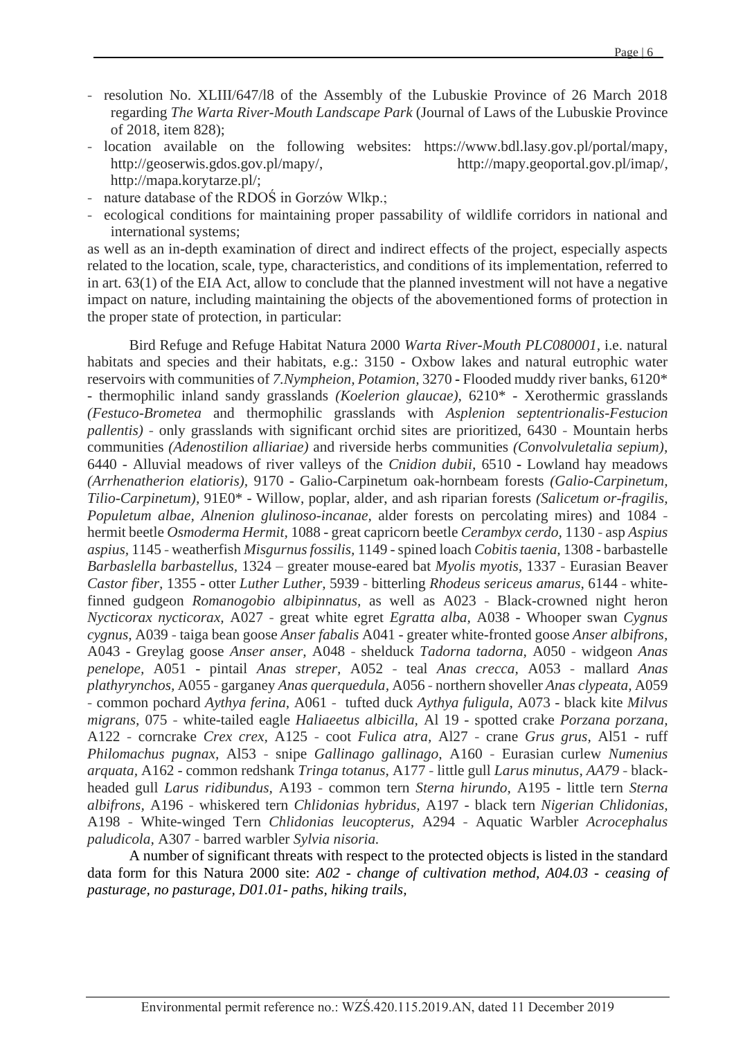- resolution No. XLIII/647/l8 of the Assembly of the Lubuskie Province of 26 March 2018 regarding *The Warta River-Mouth Landscape Park* (Journal of Laws of the Lubuskie Province of 2018, item 828);
- location available on the following websites: https://www.bdl.lasy.gov.pl/portal/mapy, http://geoserwis.gdos.gov.pl/mapy/, http://mapy.geoportal.gov.pl/imap/, http://mapa.korytarze.pl/;
- nature database of the RDOŚ in Gorzów Wlkp.;
- ecological conditions for maintaining proper passability of wildlife corridors in national and international systems;

as well as an in-depth examination of direct and indirect effects of the project, especially aspects related to the location, scale, type, characteristics, and conditions of its implementation, referred to in art. 63(1) of the EIA Act, allow to conclude that the planned investment will not have a negative impact on nature, including maintaining the objects of the abovementioned forms of protection in the proper state of protection, in particular:

Bird Refuge and Refuge Habitat Natura 2000 *Warta River-Mouth PLC080001*, i.e. natural habitats and species and their habitats, e.g.: 3150 - Oxbow lakes and natural eutrophic water reservoirs with communities of *7.Nympheion, Potamion,* 3270 - Flooded muddy river banks, 6120* - thermophilic inland sandy grasslands *(Koelerion glaucae)*, 6210* - Xerothermic grasslands *(Festuco-Brometea* and thermophilic grasslands with *Asplenion septentrionalis-Festucion pallentis)* - only grasslands with significant orchid sites are prioritized, 6430 - Mountain herbs communities *(Adenostilion alliariae)* and riverside herbs communities *(Convolvuletalia sepium)*, 6440 - Alluvial meadows of river valleys of the *Cnidion dubii*, 6510 - Lowland hay meadows *(Arrhenatherion elatioris)*, 9170 - Galio-Carpinetum oak-hornbeam forests *(Galio-Carpinetum, Tilio-Carpinetum)*, 91E0* - Willow, poplar, alder, and ash riparian forests *(Salicetum or-fragilis, Populetum albae, Alnenion glulinoso-incanae*, alder forests on percolating mires) and 1084 - hermit beetle *Osmoderma Hermit*, 1088 - great capricorn beetle *Cerambyx cerdo,* 1130 - asp *Aspius aspius*, 1145 - weatherfish *Misgurnus fossilis*, 1149 - spined loach *Cobitis taenia*, 1308 - barbastelle *Barbaslella barbastellus*, 1324 – greater mouse-eared bat *Myolis myotis*, 1337 - Eurasian Beaver *Castor fiber*, 1355 - otter *Luther Luther*, 5939 - bitterling *Rhodeus sericeus amarus*, 6144 - white-finned gudgeon *Romanogobio albipinnatus*, as well as A023 - Black-crowned night heron *Nycticorax nycticorax*, A027 - great white egret *Egratta alba*, A038 - Whooper swan *Cygnus cygnus*, A039 - taiga bean goose *Anser fabalis* A041 - greater white-fronted goose *Anser albifrons*, A043 - Greylag goose *Anser anser,* A048 - shelduck *Tadorna tadorna*, A050 - widgeon *Anas penelope,* A051 - pintail *Anas streper,* A052 - teal *Anas crecca*, A053 - mallard *Anas plathyrynchos,* A055 - garganey *Anas querquedula*, A056 - northern shoveller *Anas clypeata*, A059 - common pochard *Aythya ferina,* A061 - tufted duck *Aythya fuligula,* A073 - black kite *Milvus migrans,* 075 - white-tailed eagle *Haliaeetus albicilla*, Al 19 - spotted crake *Porzana porzana,* A122 - corncrake *Crex crex,* A125 - coot *Fulica atra,* Al27 - crane *Grus grus*, Al51 - ruff *Philomachus pugnax*, Al53 - snipe *Gallinago gallinago,* A160 - Eurasian curlew *Numenius arquata,* A162 - common redshank *Tringa totanus*, A177 - little gull *Larus minutus*, *AA79* - black-headed gull *Larus ridibundus*, A193 - common tern *Sterna hirundo,* A195 - little tern *Sterna albifrons*, A196 - whiskered tern *Chlidonias hybridus,* A197 - black tern *Nigerian Chlidonias,* A198 - White-winged Tern *Chlidonias leucopterus,* A294 - Aquatic Warbler *Acrocephalus paludicola,* A307 - barred warbler *Sylvia nisoria.*

A number of significant threats with respect to the protected objects is listed in the standard data form for this Natura 2000 site: *A02 - change of cultivation method, A04.03 - ceasing of pasturage, no pasturage, D01.01- paths, hiking trails*,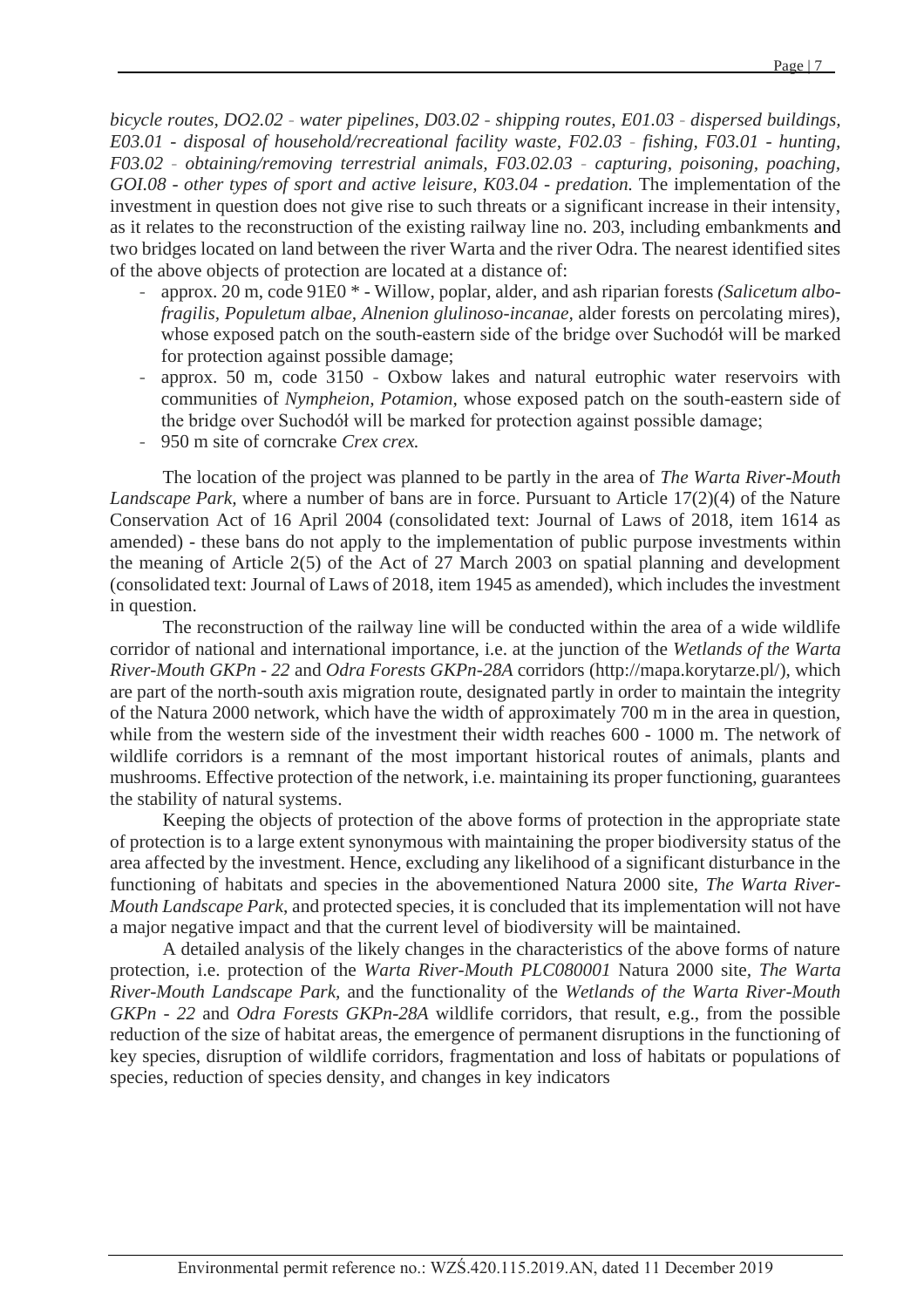*bicycle routes, DO2.02 - water pipelines, D03.02 - shipping routes, E01.03 - dispersed buildings, E03.01 - disposal of household/recreational facility waste, F02.03 - fishing, F03.01 - hunting, F03.02 - obtaining/removing terrestrial animals, F03.02.03 - capturing, poisoning, poaching, GOI.08 - other types of sport and active leisure, K03.04 - predation.* The implementation of the investment in question does not give rise to such threats or a significant increase in their intensity, as it relates to the reconstruction of the existing railway line no. 203, including embankments and two bridges located on land between the river Warta and the river Odra. The nearest identified sites of the above objects of protection are located at a distance of:

- approx. 20 m, code 91E0 * - Willow, poplar, alder, and ash riparian forests *(Salicetum albo-fragilis, Populetum albae, Alnenion glulinoso-incanae*, alder forests on percolating mires), whose exposed patch on the south-eastern side of the bridge over Suchodół will be marked for protection against possible damage;
- approx. 50 m, code 3150 - Oxbow lakes and natural eutrophic water reservoirs with communities of *Nympheion, Potamion*, whose exposed patch on the south-eastern side of the bridge over Suchodół will be marked for protection against possible damage;
- 950 m site of corncrake *Crex crex.*

The location of the project was planned to be partly in the area of *The Warta River-Mouth Landscape Park*, where a number of bans are in force. Pursuant to Article 17(2)(4) of the Nature Conservation Act of 16 April 2004 (consolidated text: Journal of Laws of 2018, item 1614 as amended) - these bans do not apply to the implementation of public purpose investments within the meaning of Article 2(5) of the Act of 27 March 2003 on spatial planning and development (consolidated text: Journal of Laws of 2018, item 1945 as amended), which includes the investment in question.

The reconstruction of the railway line will be conducted within the area of a wide wildlife corridor of national and international importance, i.e. at the junction of the *Wetlands of the Warta River-Mouth GKPn - 22* and *Odra Forests GKPn-28A* corridors (http://mapa.korytarze.pl/), which are part of the north-south axis migration route, designated partly in order to maintain the integrity of the Natura 2000 network, which have the width of approximately 700 m in the area in question, while from the western side of the investment their width reaches 600 - 1000 m. The network of wildlife corridors is a remnant of the most important historical routes of animals, plants and mushrooms. Effective protection of the network, i.e. maintaining its proper functioning, guarantees the stability of natural systems.

Keeping the objects of protection of the above forms of protection in the appropriate state of protection is to a large extent synonymous with maintaining the proper biodiversity status of the area affected by the investment. Hence, excluding any likelihood of a significant disturbance in the functioning of habitats and species in the abovementioned Natura 2000 site, *The Warta River-Mouth Landscape Park*, and protected species, it is concluded that its implementation will not have a major negative impact and that the current level of biodiversity will be maintained.

A detailed analysis of the likely changes in the characteristics of the above forms of nature protection, i.e. protection of the *Warta River-Mouth PLC080001* Natura 2000 site, *The Warta River-Mouth Landscape Park*, and the functionality of the *Wetlands of the Warta River-Mouth GKPn - 22* and *Odra Forests GKPn-28A* wildlife corridors, that result, e.g., from the possible reduction of the size of habitat areas, the emergence of permanent disruptions in the functioning of key species, disruption of wildlife corridors, fragmentation and loss of habitats or populations of species, reduction of species density, and changes in key indicators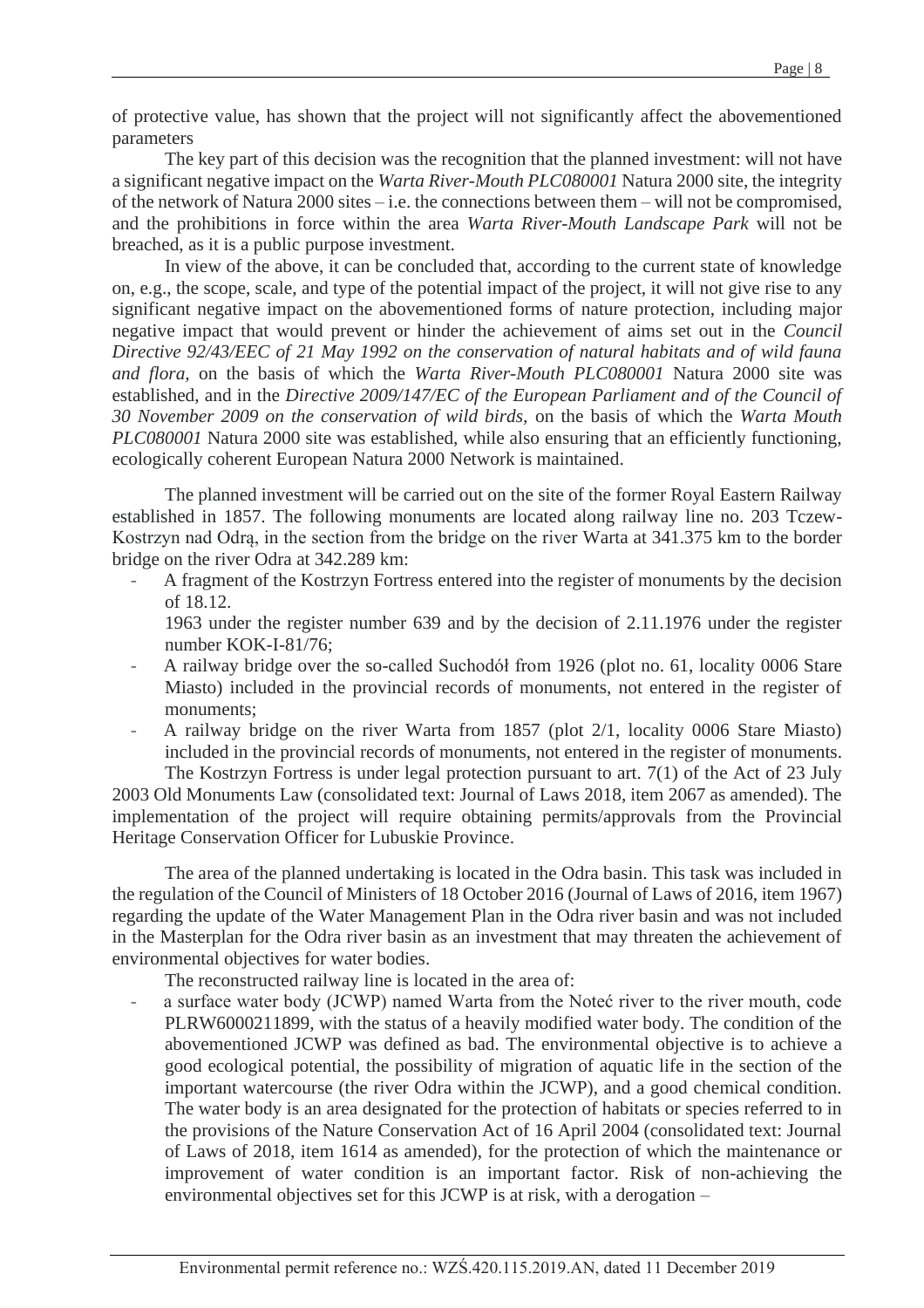of protective value, has shown that the project will not significantly affect the abovementioned parameters

The key part of this decision was the recognition that the planned investment: will not have a significant negative impact on the *Warta River-Mouth PLC080001* Natura 2000 site, the integrity of the network of Natura 2000 sites – i.e. the connections between them – will not be compromised, and the prohibitions in force within the area *Warta River-Mouth Landscape Park* will not be breached, as it is a public purpose investment.

In view of the above, it can be concluded that, according to the current state of knowledge on, e.g., the scope, scale, and type of the potential impact of the project, it will not give rise to any significant negative impact on the abovementioned forms of nature protection, including major negative impact that would prevent or hinder the achievement of aims set out in the *Council Directive 92/43/EEC of 21 May 1992 on the conservation of natural habitats and of wild fauna and flora,* on the basis of which the *Warta River-Mouth PLC080001* Natura 2000 site was established, and in the *Directive 2009/147/EC of the European Parliament and of the Council of 30 November 2009 on the conservation of wild birds,* on the basis of which the *Warta Mouth PLC080001* Natura 2000 site was established, while also ensuring that an efficiently functioning, ecologically coherent European Natura 2000 Network is maintained.

The planned investment will be carried out on the site of the former Royal Eastern Railway established in 1857. The following monuments are located along railway line no. 203 Tczew-Kostrzyn nad Odrą, in the section from the bridge on the river Warta at 341.375 km to the border bridge on the river Odra at 342.289 km:

- A fragment of the Kostrzyn Fortress entered into the register of monuments by the decision of 18.12.
  1963 under the register number 639 and by the decision of 2.11.1976 under the register number KOK-I-81/76;
- A railway bridge over the so-called Suchodół from 1926 (plot no. 61, locality 0006 Stare Miasto) included in the provincial records of monuments, not entered in the register of monuments;
- A railway bridge on the river Warta from 1857 (plot 2/1, locality 0006 Stare Miasto) included in the provincial records of monuments, not entered in the register of monuments.

The Kostrzyn Fortress is under legal protection pursuant to art. 7(1) of the Act of 23 July 2003 Old Monuments Law (consolidated text: Journal of Laws 2018, item 2067 as amended). The implementation of the project will require obtaining permits/approvals from the Provincial Heritage Conservation Officer for Lubuskie Province.

The area of the planned undertaking is located in the Odra basin. This task was included in the regulation of the Council of Ministers of 18 October 2016 (Journal of Laws of 2016, item 1967) regarding the update of the Water Management Plan in the Odra river basin and was not included in the Masterplan for the Odra river basin as an investment that may threaten the achievement of environmental objectives for water bodies.

The reconstructed railway line is located in the area of:

- a surface water body (JCWP) named Warta from the Noteć river to the river mouth, code PLRW6000211899, with the status of a heavily modified water body. The condition of the abovementioned JCWP was defined as bad. The environmental objective is to achieve a good ecological potential, the possibility of migration of aquatic life in the section of the important watercourse (the river Odra within the JCWP), and a good chemical condition. The water body is an area designated for the protection of habitats or species referred to in the provisions of the Nature Conservation Act of 16 April 2004 (consolidated text: Journal of Laws of 2018, item 1614 as amended), for the protection of which the maintenance or improvement of water condition is an important factor. Risk of non-achieving the environmental objectives set for this JCWP is at risk, with a derogation –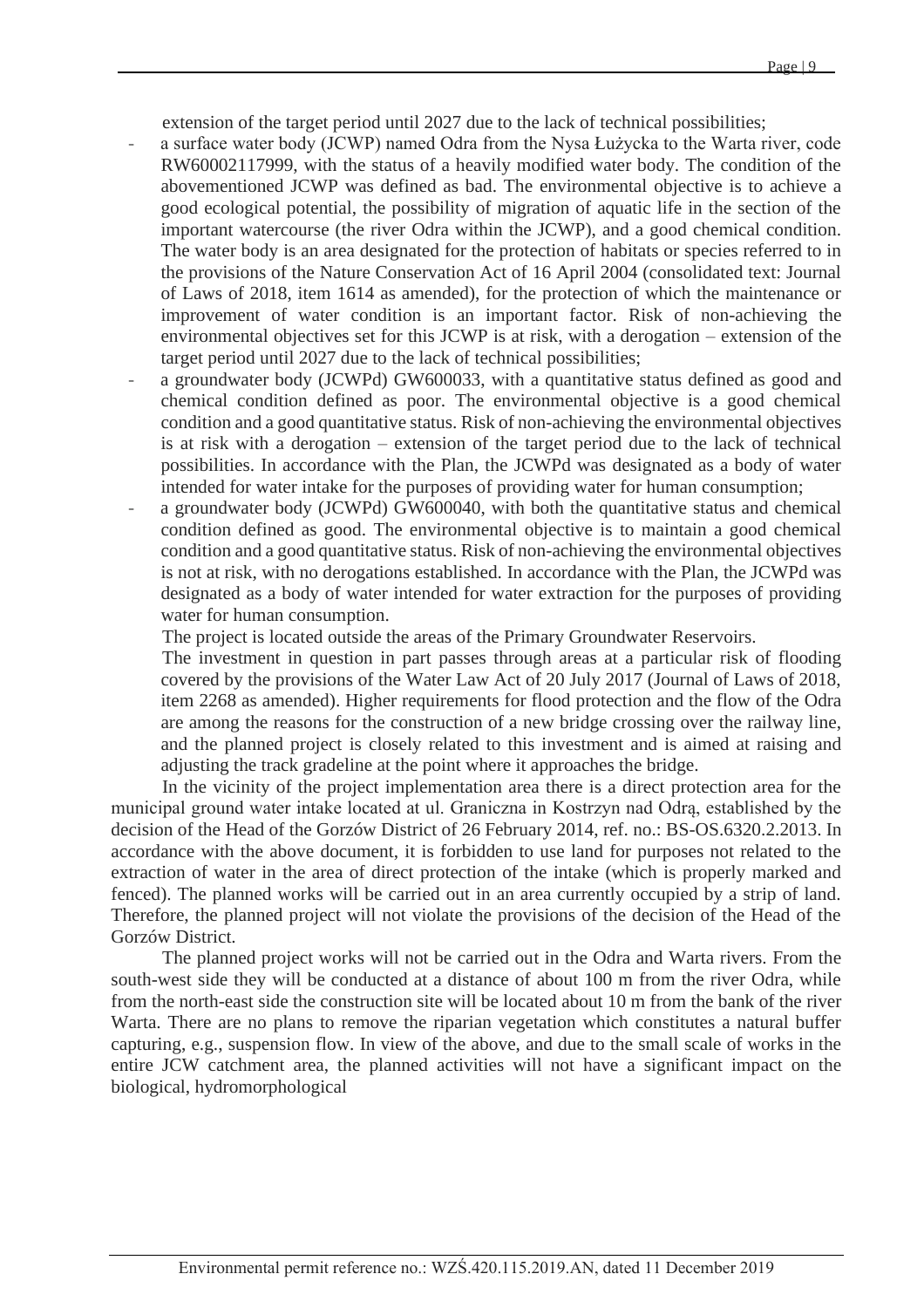extension of the target period until 2027 due to the lack of technical possibilities;

- a surface water body (JCWP) named Odra from the Nysa Łużycka to the Warta river, code RW60002117999, with the status of a heavily modified water body. The condition of the abovementioned JCWP was defined as bad. The environmental objective is to achieve a good ecological potential, the possibility of migration of aquatic life in the section of the important watercourse (the river Odra within the JCWP), and a good chemical condition. The water body is an area designated for the protection of habitats or species referred to in the provisions of the Nature Conservation Act of 16 April 2004 (consolidated text: Journal of Laws of 2018, item 1614 as amended), for the protection of which the maintenance or improvement of water condition is an important factor. Risk of non-achieving the environmental objectives set for this JCWP is at risk, with a derogation – extension of the target period until 2027 due to the lack of technical possibilities;
- a groundwater body (JCWPd) GW600033, with a quantitative status defined as good and chemical condition defined as poor. The environmental objective is a good chemical condition and a good quantitative status. Risk of non-achieving the environmental objectives is at risk with a derogation – extension of the target period due to the lack of technical possibilities. In accordance with the Plan, the JCWPd was designated as a body of water intended for water intake for the purposes of providing water for human consumption;
- a groundwater body (JCWPd) GW600040, with both the quantitative status and chemical condition defined as good. The environmental objective is to maintain a good chemical condition and a good quantitative status. Risk of non-achieving the environmental objectives is not at risk, with no derogations established. In accordance with the Plan, the JCWPd was designated as a body of water intended for water extraction for the purposes of providing water for human consumption.

The project is located outside the areas of the Primary Groundwater Reservoirs.

The investment in question in part passes through areas at a particular risk of flooding covered by the provisions of the Water Law Act of 20 July 2017 (Journal of Laws of 2018, item 2268 as amended). Higher requirements for flood protection and the flow of the Odra are among the reasons for the construction of a new bridge crossing over the railway line, and the planned project is closely related to this investment and is aimed at raising and adjusting the track gradeline at the point where it approaches the bridge.

In the vicinity of the project implementation area there is a direct protection area for the municipal ground water intake located at ul. Graniczna in Kostrzyn nad Odrą, established by the decision of the Head of the Gorzów District of 26 February 2014, ref. no.: BS-OS.6320.2.2013. In accordance with the above document, it is forbidden to use land for purposes not related to the extraction of water in the area of direct protection of the intake (which is properly marked and fenced). The planned works will be carried out in an area currently occupied by a strip of land. Therefore, the planned project will not violate the provisions of the decision of the Head of the Gorzów District.

The planned project works will not be carried out in the Odra and Warta rivers. From the south-west side they will be conducted at a distance of about 100 m from the river Odra, while from the north-east side the construction site will be located about 10 m from the bank of the river Warta. There are no plans to remove the riparian vegetation which constitutes a natural buffer capturing, e.g., suspension flow. In view of the above, and due to the small scale of works in the entire JCW catchment area, the planned activities will not have a significant impact on the biological, hydromorphological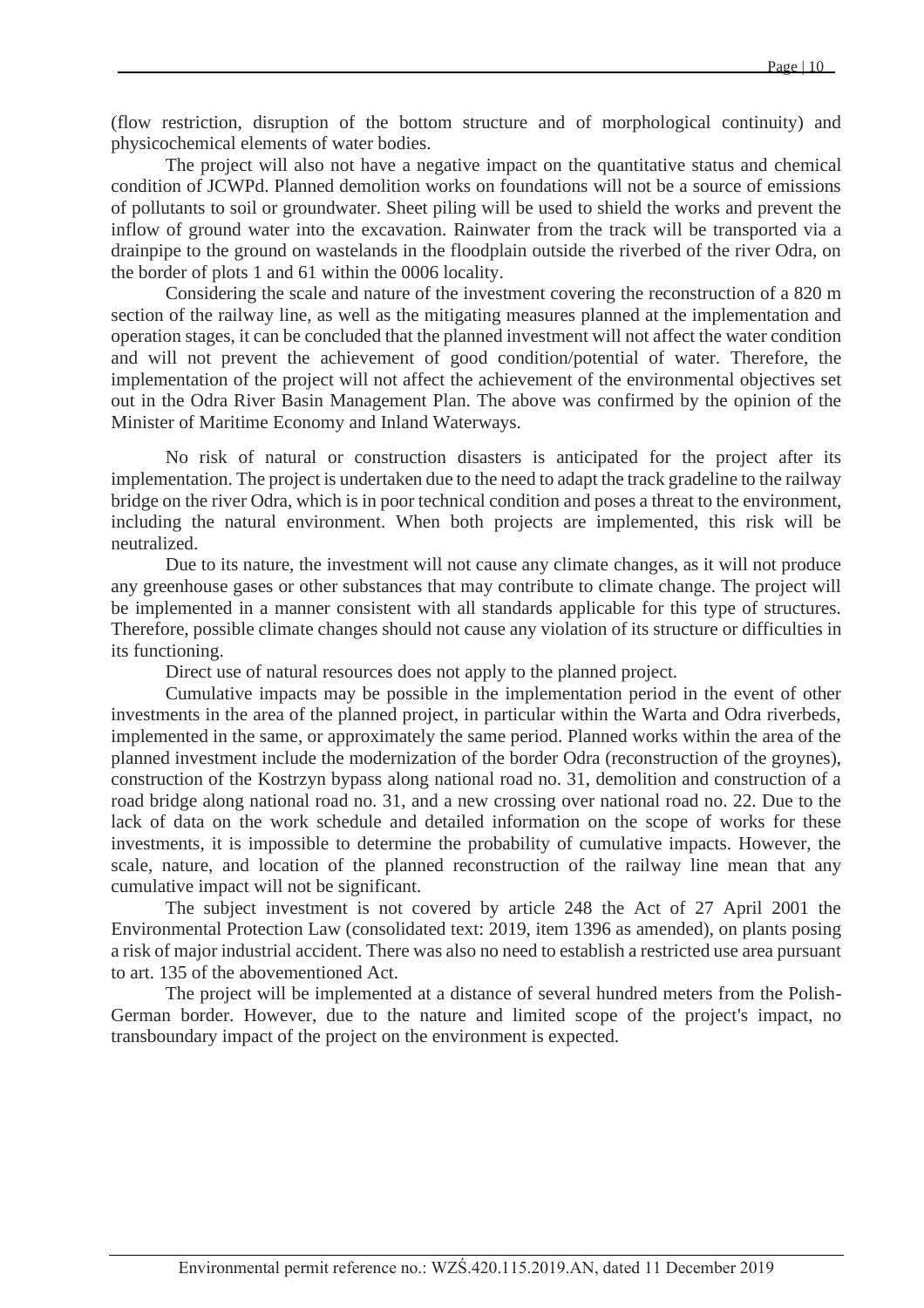(flow restriction, disruption of the bottom structure and of morphological continuity) and physicochemical elements of water bodies.

The project will also not have a negative impact on the quantitative status and chemical condition of JCWPd. Planned demolition works on foundations will not be a source of emissions of pollutants to soil or groundwater. Sheet piling will be used to shield the works and prevent the inflow of ground water into the excavation. Rainwater from the track will be transported via a drainpipe to the ground on wastelands in the floodplain outside the riverbed of the river Odra, on the border of plots 1 and 61 within the 0006 locality.

Considering the scale and nature of the investment covering the reconstruction of a 820 m section of the railway line, as well as the mitigating measures planned at the implementation and operation stages, it can be concluded that the planned investment will not affect the water condition and will not prevent the achievement of good condition/potential of water. Therefore, the implementation of the project will not affect the achievement of the environmental objectives set out in the Odra River Basin Management Plan. The above was confirmed by the opinion of the Minister of Maritime Economy and Inland Waterways.

No risk of natural or construction disasters is anticipated for the project after its implementation. The project is undertaken due to the need to adapt the track gradeline to the railway bridge on the river Odra, which is in poor technical condition and poses a threat to the environment, including the natural environment. When both projects are implemented, this risk will be neutralized.

Due to its nature, the investment will not cause any climate changes, as it will not produce any greenhouse gases or other substances that may contribute to climate change. The project will be implemented in a manner consistent with all standards applicable for this type of structures. Therefore, possible climate changes should not cause any violation of its structure or difficulties in its functioning.

Direct use of natural resources does not apply to the planned project.

Cumulative impacts may be possible in the implementation period in the event of other investments in the area of the planned project, in particular within the Warta and Odra riverbeds, implemented in the same, or approximately the same period. Planned works within the area of the planned investment include the modernization of the border Odra (reconstruction of the groynes), construction of the Kostrzyn bypass along national road no. 31, demolition and construction of a road bridge along national road no. 31, and a new crossing over national road no. 22. Due to the lack of data on the work schedule and detailed information on the scope of works for these investments, it is impossible to determine the probability of cumulative impacts. However, the scale, nature, and location of the planned reconstruction of the railway line mean that any cumulative impact will not be significant.

The subject investment is not covered by article 248 the Act of 27 April 2001 the Environmental Protection Law (consolidated text: 2019, item 1396 as amended), on plants posing a risk of major industrial accident. There was also no need to establish a restricted use area pursuant to art. 135 of the abovementioned Act.

The project will be implemented at a distance of several hundred meters from the Polish-German border. However, due to the nature and limited scope of the project's impact, no transboundary impact of the project on the environment is expected.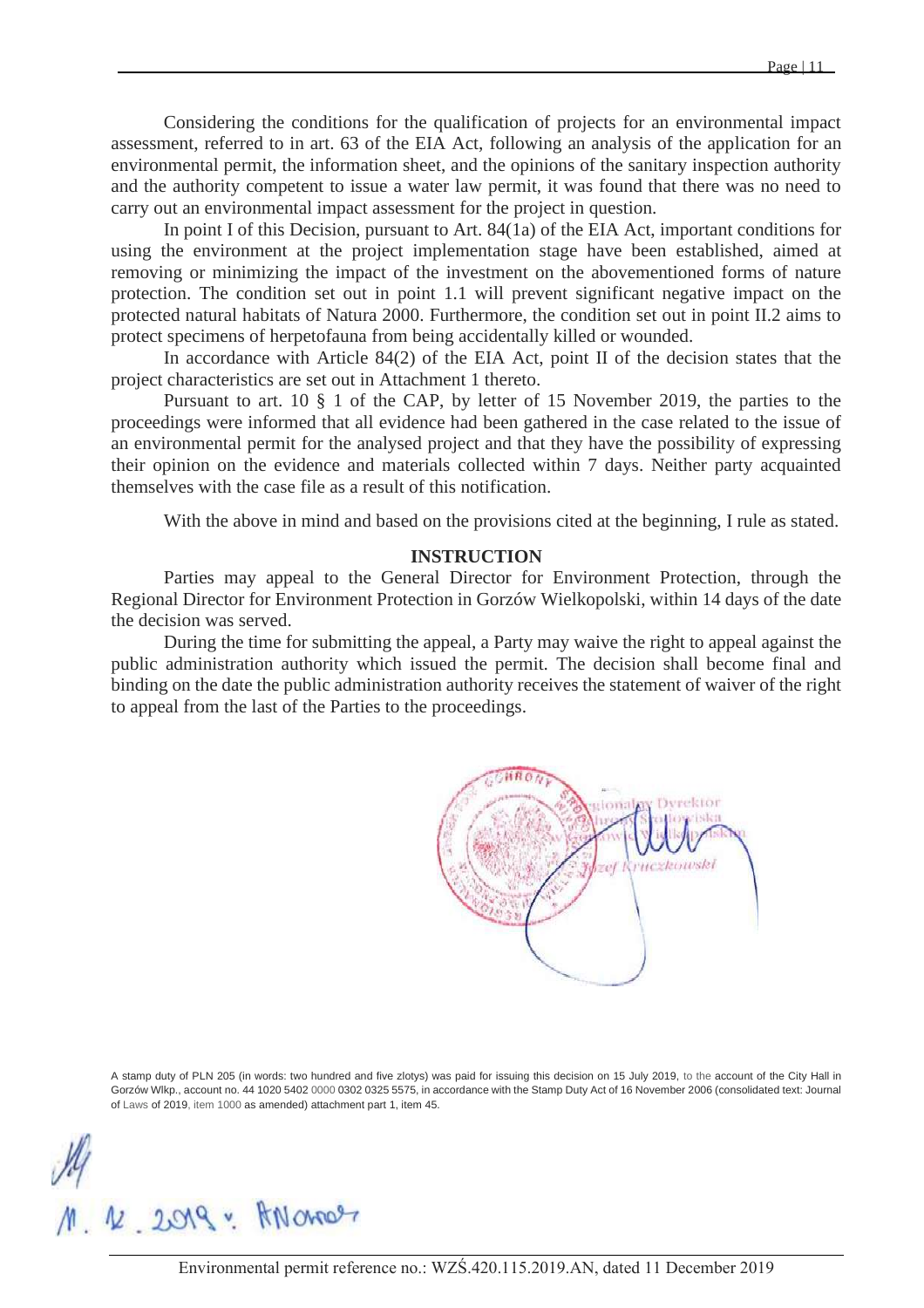Considering the conditions for the qualification of projects for an environmental impact assessment, referred to in art. 63 of the EIA Act, following an analysis of the application for an environmental permit, the information sheet, and the opinions of the sanitary inspection authority and the authority competent to issue a water law permit, it was found that there was no need to carry out an environmental impact assessment for the project in question.

In point I of this Decision, pursuant to Art. 84(1a) of the EIA Act, important conditions for using the environment at the project implementation stage have been established, aimed at removing or minimizing the impact of the investment on the abovementioned forms of nature protection. The condition set out in point 1.1 will prevent significant negative impact on the protected natural habitats of Natura 2000. Furthermore, the condition set out in point II.2 aims to protect specimens of herpetofauna from being accidentally killed or wounded.

In accordance with Article 84(2) of the EIA Act, point II of the decision states that the project characteristics are set out in Attachment 1 thereto.

Pursuant to art. 10 § 1 of the CAP, by letter of 15 November 2019, the parties to the proceedings were informed that all evidence had been gathered in the case related to the issue of an environmental permit for the analysed project and that they have the possibility of expressing their opinion on the evidence and materials collected within 7 days. Neither party acquainted themselves with the case file as a result of this notification.

With the above in mind and based on the provisions cited at the beginning, I rule as stated.

## INSTRUCTION

Parties may appeal to the General Director for Environment Protection, through the Regional Director for Environment Protection in Gorzów Wielkopolski, within 14 days of the date the decision was served.

During the time for submitting the appeal, a Party may waive the right to appeal against the public administration authority which issued the permit. The decision shall become final and binding on the date the public administration authority receives the statement of waiver of the right to appeal from the last of the Parties to the proceedings.

Regionalny Dyrektor Ochrony Środowiska w Gorzowie Wielkopolskim
Józef Kruczkowski

A stamp duty of PLN 205 (in words: two hundred and five zlotys) was paid for issuing this decision on 15 July 2019, to the account of the City Hall in Gorzów Wlkp., account no. 44 1020 5402 0000 0302 0325 5575, in accordance with the Stamp Duty Act of 16 November 2006 (consolidated text: Journal of Laws of 2019, item 1000 as amended) attachment part 1, item 45.

11.12.2019 r. ANowak

Environmental permit reference no.: WZŚ.420.115.2019.AN, dated 11 December 2019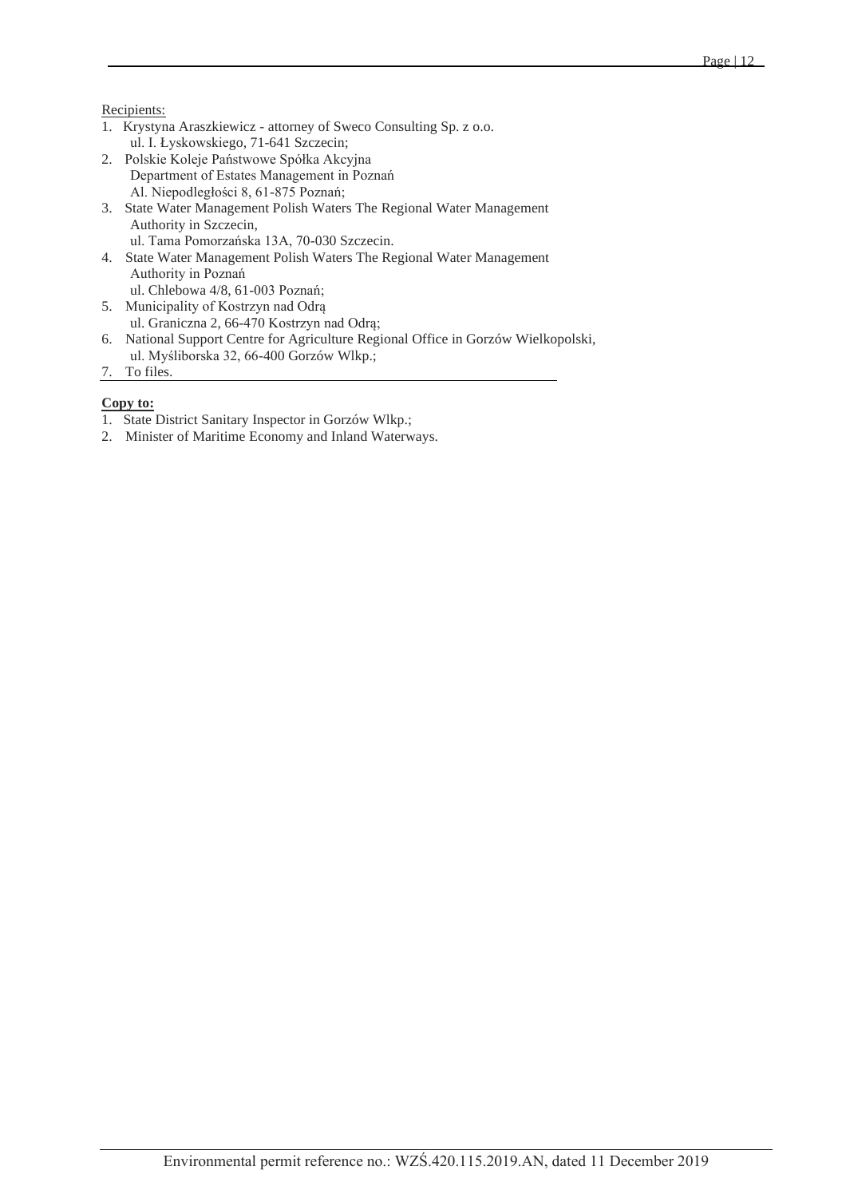Recipients:

1. Krystyna Araszkiewicz - attorney of Sweco Consulting Sp. z o.o.
   ul. I. Łyskowskiego, 71-641 Szczecin;
2. Polskie Koleje Państwowe Spółka Akcyjna
   Department of Estates Management in Poznań
   Al. Niepodległości 8, 61-875 Poznań;
3. State Water Management Polish Waters The Regional Water Management Authority in Szczecin,
   ul. Tama Pomorzańska 13A, 70-030 Szczecin.
4. State Water Management Polish Waters The Regional Water Management Authority in Poznań
   ul. Chlebowa 4/8, 61-003 Poznań;
5. Municipality of Kostrzyn nad Odrą
   ul. Graniczna 2, 66-470 Kostrzyn nad Odrą;
6. National Support Centre for Agriculture Regional Office in Gorzów Wielkopolski,
   ul. Myśliborska 32, 66-400 Gorzów Wlkp.;
7. To files.

**Copy to:**

1. State District Sanitary Inspector in Gorzów Wlkp.;
2. Minister of Maritime Economy and Inland Waterways.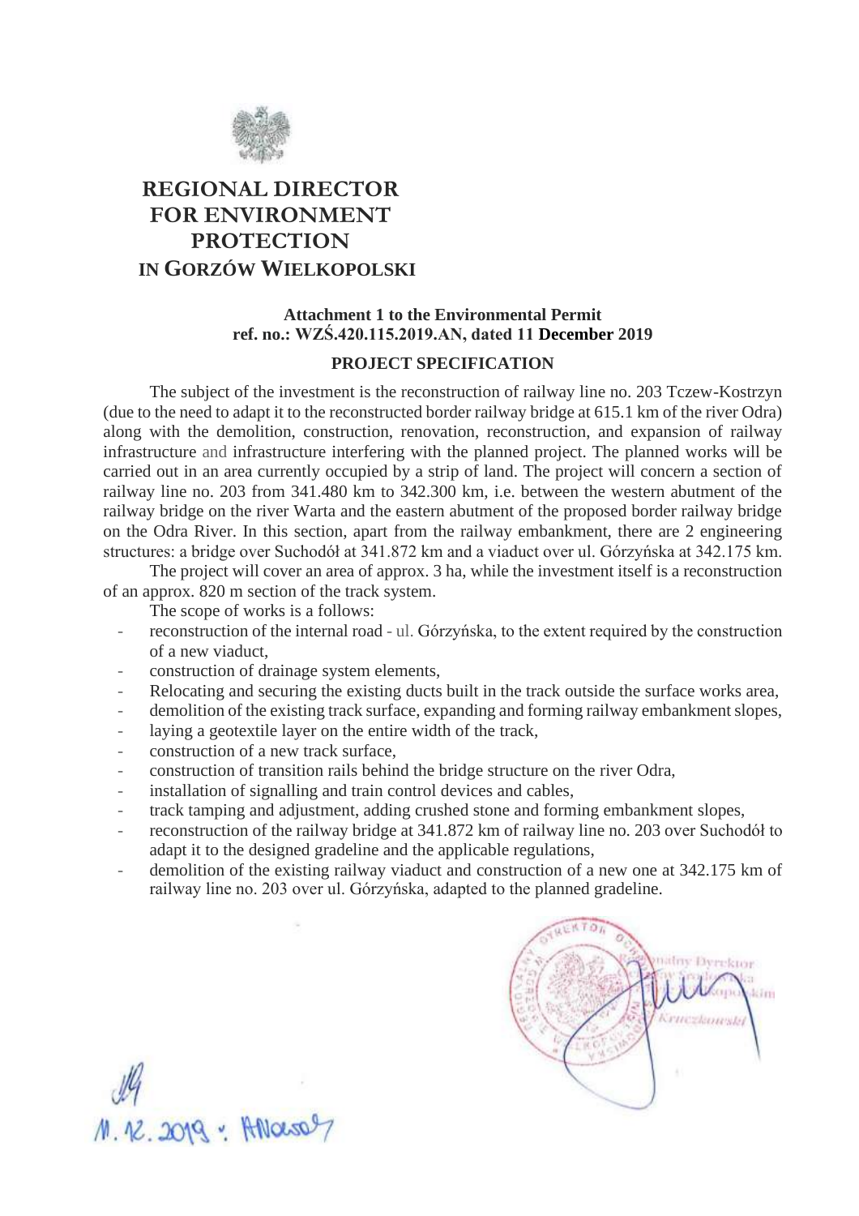# REGIONAL DIRECTOR FOR ENVIRONMENT PROTECTION IN GORZÓW WIELKOPOLSKI

**Attachment 1 to the Environmental Permit ref. no.: WZŚ.420.115.2019.AN, dated 11 December 2019**

**PROJECT SPECIFICATION**

The subject of the investment is the reconstruction of railway line no. 203 Tczew-Kostrzyn (due to the need to adapt it to the reconstructed border railway bridge at 615.1 km of the river Odra) along with the demolition, construction, renovation, reconstruction, and expansion of railway infrastructure and infrastructure interfering with the planned project. The planned works will be carried out in an area currently occupied by a strip of land. The project will concern a section of railway line no. 203 from 341.480 km to 342.300 km, i.e. between the western abutment of the railway bridge on the river Warta and the eastern abutment of the proposed border railway bridge on the Odra River. In this section, apart from the railway embankment, there are 2 engineering structures: a bridge over Suchodół at 341.872 km and a viaduct over ul. Górzyńska at 342.175 km.

The project will cover an area of approx. 3 ha, while the investment itself is a reconstruction of an approx. 820 m section of the track system.

The scope of works is a follows:

- reconstruction of the internal road - ul. Górzyńska, to the extent required by the construction of a new viaduct,
- construction of drainage system elements,
- Relocating and securing the existing ducts built in the track outside the surface works area,
- demolition of the existing track surface, expanding and forming railway embankment slopes,
- laying a geotextile layer on the entire width of the track,
- construction of a new track surface,
- construction of transition rails behind the bridge structure on the river Odra,
- installation of signalling and train control devices and cables,
- track tamping and adjustment, adding crushed stone and forming embankment slopes,
- reconstruction of the railway bridge at 341.872 km of railway line no. 203 over Suchodół to adapt it to the designed gradeline and the applicable regulations,
- demolition of the existing railway viaduct and construction of a new one at 342.175 km of railway line no. 203 over ul. Górzyńska, adapted to the planned gradeline.

Regionalny Dyrektor Ochrony Środowiska w Gorzowie Wielkopolskim
Kruczkowski

11.12.2019 r. ANowak